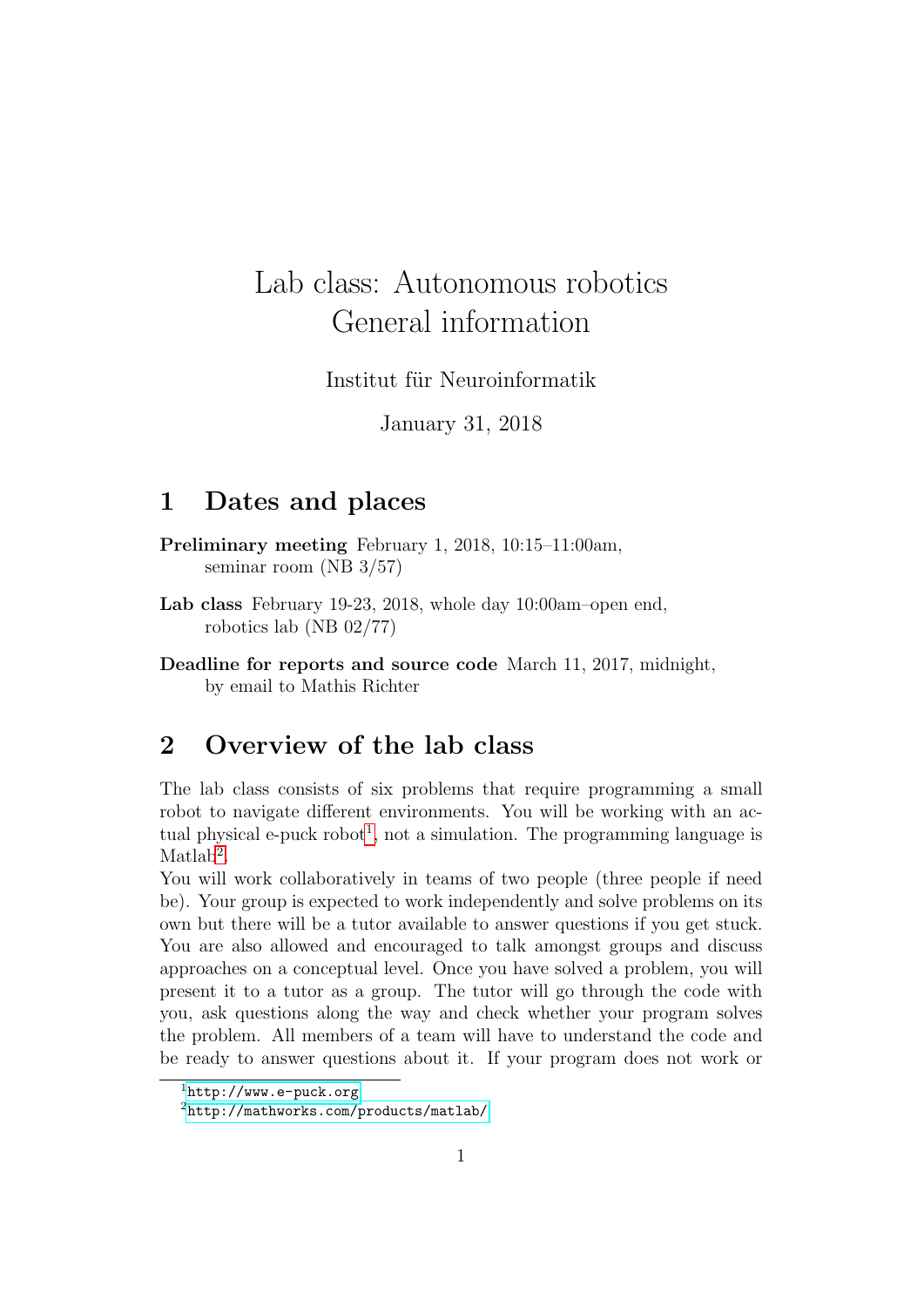# Lab class: Autonomous robotics
# General information

Institut für Neuroinformatik

January 31, 2018

## 1 Dates and places

**Preliminary meeting** February 1, 2018, 10:15–11:00am, seminar room (NB 3/57)

**Lab class** February 19-23, 2018, whole day 10:00am–open end, robotics lab (NB 02/77)

**Deadline for reports and source code** March 11, 2017, midnight, by email to Mathis Richter

## 2 Overview of the lab class

The lab class consists of six problems that require programming a small robot to navigate different environments. You will be working with an actual physical e-puck robot[1], not a simulation. The programming language is Matlab[2].

You will work collaboratively in teams of two people (three people if need be). Your group is expected to work independently and solve problems on its own but there will be a tutor available to answer questions if you get stuck. You are also allowed and encouraged to talk amongst groups and discuss approaches on a conceptual level. Once you have solved a problem, you will present it to a tutor as a group. The tutor will go through the code with you, ask questions along the way and check whether your program solves the problem. All members of a team will have to understand the code and be ready to answer questions about it. If your program does not work or

[1] http://www.e-puck.org

[2] http://mathworks.com/products/matlab/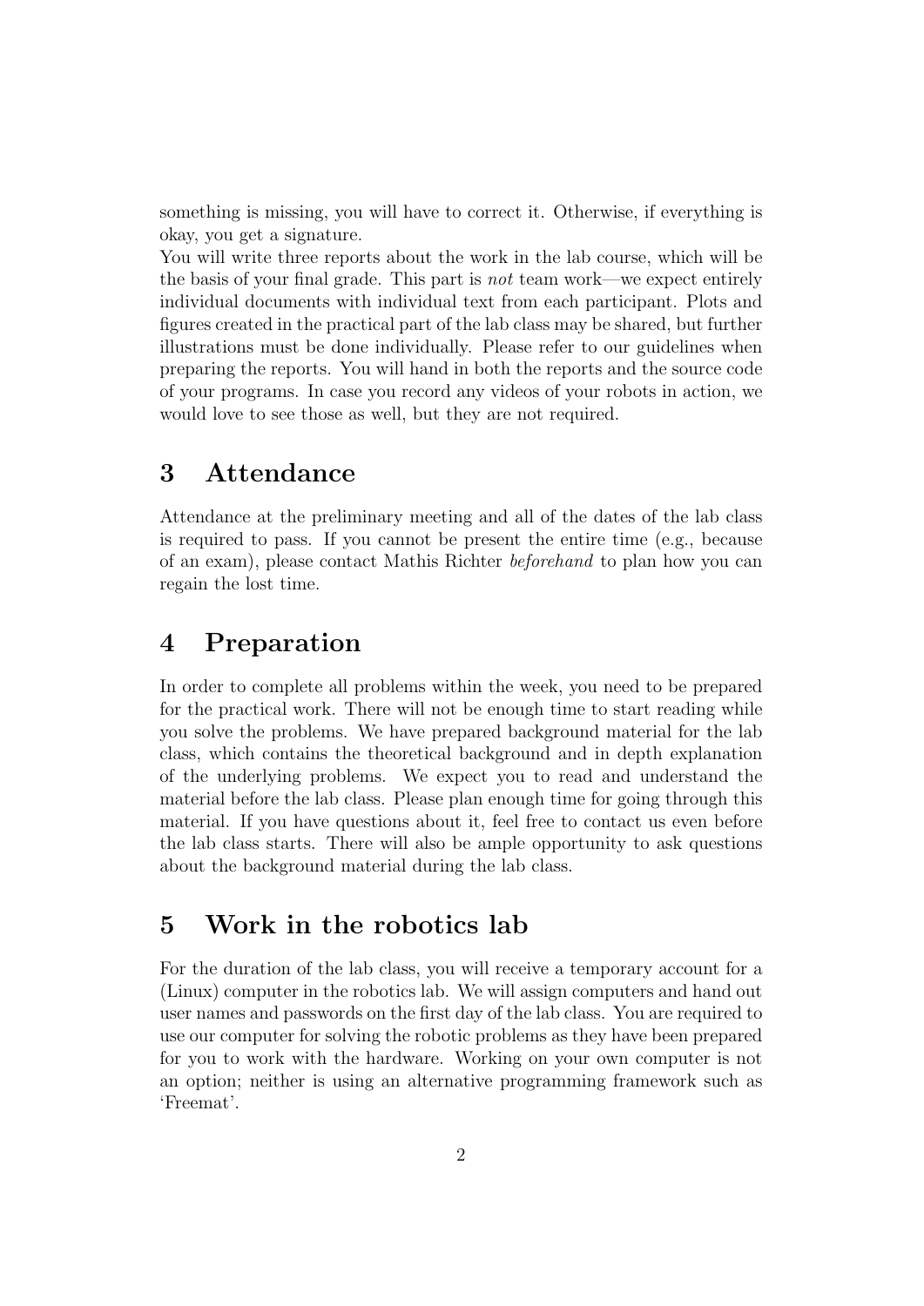something is missing, you will have to correct it. Otherwise, if everything is okay, you get a signature.

You will write three reports about the work in the lab course, which will be the basis of your final grade. This part is *not* team work—we expect entirely individual documents with individual text from each participant. Plots and figures created in the practical part of the lab class may be shared, but further illustrations must be done individually. Please refer to our guidelines when preparing the reports. You will hand in both the reports and the source code of your programs. In case you record any videos of your robots in action, we would love to see those as well, but they are not required.

## 3 Attendance

Attendance at the preliminary meeting and all of the dates of the lab class is required to pass. If you cannot be present the entire time (e.g., because of an exam), please contact Mathis Richter *beforehand* to plan how you can regain the lost time.

## 4 Preparation

In order to complete all problems within the week, you need to be prepared for the practical work. There will not be enough time to start reading while you solve the problems. We have prepared background material for the lab class, which contains the theoretical background and in depth explanation of the underlying problems. We expect you to read and understand the material before the lab class. Please plan enough time for going through this material. If you have questions about it, feel free to contact us even before the lab class starts. There will also be ample opportunity to ask questions about the background material during the lab class.

## 5 Work in the robotics lab

For the duration of the lab class, you will receive a temporary account for a (Linux) computer in the robotics lab. We will assign computers and hand out user names and passwords on the first day of the lab class. You are required to use our computer for solving the robotic problems as they have been prepared for you to work with the hardware. Working on your own computer is not an option; neither is using an alternative programming framework such as 'Freemat'.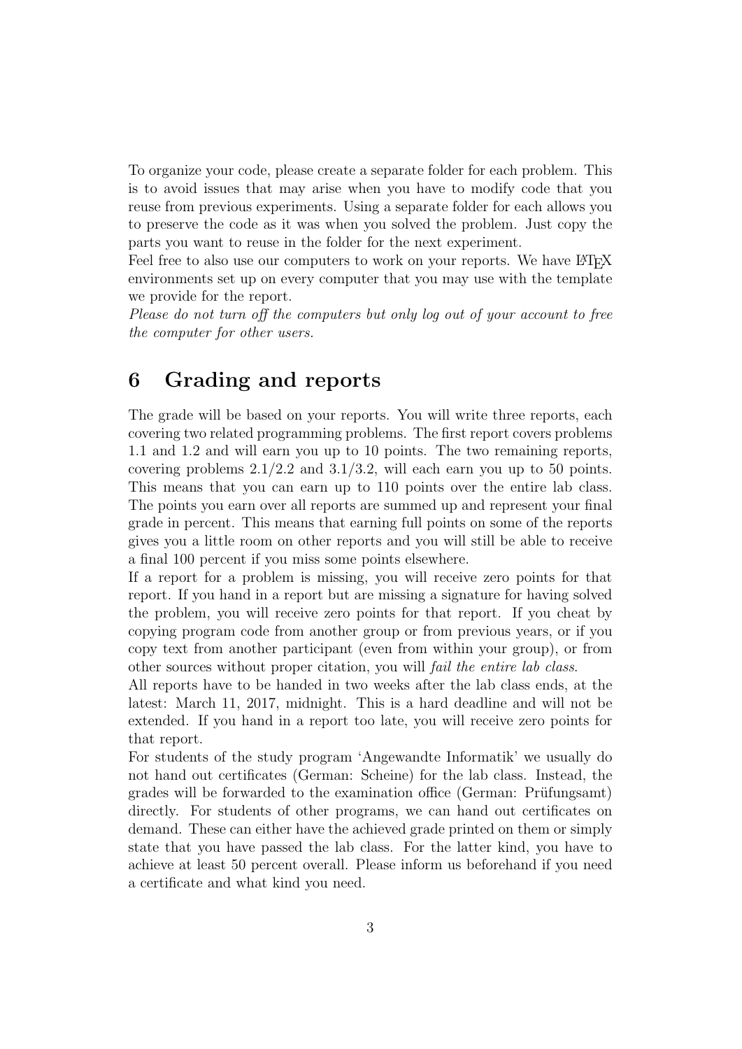To organize your code, please create a separate folder for each problem. This is to avoid issues that may arise when you have to modify code that you reuse from previous experiments. Using a separate folder for each allows you to preserve the code as it was when you solved the problem. Just copy the parts you want to reuse in the folder for the next experiment.

Feel free to also use our computers to work on your reports. We have LaTeX environments set up on every computer that you may use with the template we provide for the report.

*Please do not turn off the computers but only log out of your account to free the computer for other users.*

## 6 Grading and reports

The grade will be based on your reports. You will write three reports, each covering two related programming problems. The first report covers problems 1.1 and 1.2 and will earn you up to 10 points. The two remaining reports, covering problems 2.1/2.2 and 3.1/3.2, will each earn you up to 50 points. This means that you can earn up to 110 points over the entire lab class. The points you earn over all reports are summed up and represent your final grade in percent. This means that earning full points on some of the reports gives you a little room on other reports and you will still be able to receive a final 100 percent if you miss some points elsewhere.

If a report for a problem is missing, you will receive zero points for that report. If you hand in a report but are missing a signature for having solved the problem, you will receive zero points for that report. If you cheat by copying program code from another group or from previous years, or if you copy text from another participant (even from within your group), or from other sources without proper citation, you will *fail the entire lab class*.

All reports have to be handed in two weeks after the lab class ends, at the latest: March 11, 2017, midnight. This is a hard deadline and will not be extended. If you hand in a report too late, you will receive zero points for that report.

For students of the study program 'Angewandte Informatik' we usually do not hand out certificates (German: Scheine) for the lab class. Instead, the grades will be forwarded to the examination office (German: Prüfungsamt) directly. For students of other programs, we can hand out certificates on demand. These can either have the achieved grade printed on them or simply state that you have passed the lab class. For the latter kind, you have to achieve at least 50 percent overall. Please inform us beforehand if you need a certificate and what kind you need.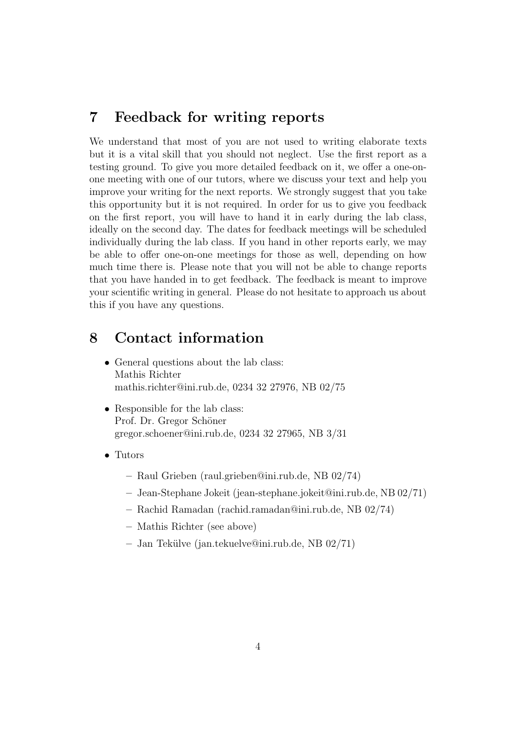## 7 Feedback for writing reports

We understand that most of you are not used to writing elaborate texts but it is a vital skill that you should not neglect. Use the first report as a testing ground. To give you more detailed feedback on it, we offer a one-on-one meeting with one of our tutors, where we discuss your text and help you improve your writing for the next reports. We strongly suggest that you take this opportunity but it is not required. In order for us to give you feedback on the first report, you will have to hand it in early during the lab class, ideally on the second day. The dates for feedback meetings will be scheduled individually during the lab class. If you hand in other reports early, we may be able to offer one-on-one meetings for those as well, depending on how much time there is. Please note that you will not be able to change reports that you have handed in to get feedback. The feedback is meant to improve your scientific writing in general. Please do not hesitate to approach us about this if you have any questions.

## 8 Contact information

- General questions about the lab class:
  Mathis Richter
  mathis.richter@ini.rub.de, 0234 32 27976, NB 02/75
- Responsible for the lab class:
  Prof. Dr. Gregor Schöner
  gregor.schoener@ini.rub.de, 0234 32 27965, NB 3/31
- Tutors
  - Raul Grieben (raul.grieben@ini.rub.de, NB 02/74)
  - Jean-Stephane Jokeit (jean-stephane.jokeit@ini.rub.de, NB 02/71)
  - Rachid Ramadan (rachid.ramadan@ini.rub.de, NB 02/74)
  - Mathis Richter (see above)
  - Jan Tekülve (jan.tekuelve@ini.rub.de, NB 02/71)